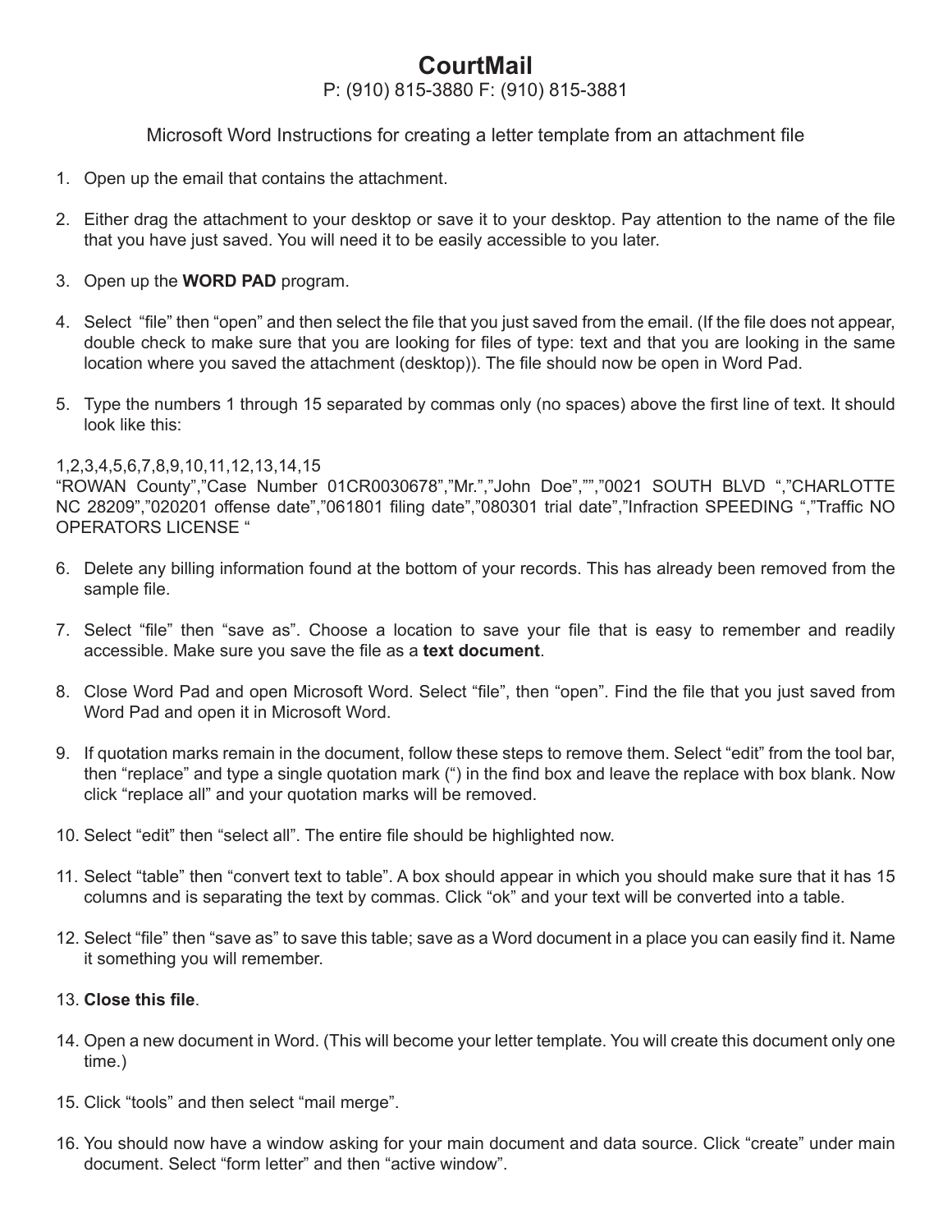# CourtMail

P: (910) 815-3880 F: (910) 815-3881

Microsoft Word Instructions for creating a letter template from an attachment file

1. Open up the email that contains the attachment.

2. Either drag the attachment to your desktop or save it to your desktop. Pay attention to the name of the file that you have just saved. You will need it to be easily accessible to you later.

3. Open up the **WORD PAD** program.

4. Select "file" then "open" and then select the file that you just saved from the email. (If the file does not appear, double check to make sure that you are looking for files of type: text and that you are looking in the same location where you saved the attachment (desktop)). The file should now be open in Word Pad.

5. Type the numbers 1 through 15 separated by commas only (no spaces) above the first line of text. It should look like this:

1,2,3,4,5,6,7,8,9,10,11,12,13,14,15
"ROWAN County","Case Number 01CR0030678","Mr.","John Doe","","0021 SOUTH BLVD ","CHARLOTTE NC 28209","020201 offense date","061801 filing date","080301 trial date","Infraction SPEEDING ","Traffic NO OPERATORS LICENSE "

6. Delete any billing information found at the bottom of your records. This has already been removed from the sample file.

7. Select "file" then "save as". Choose a location to save your file that is easy to remember and readily accessible. Make sure you save the file as a **text document**.

8. Close Word Pad and open Microsoft Word. Select "file", then "open". Find the file that you just saved from Word Pad and open it in Microsoft Word.

9. If quotation marks remain in the document, follow these steps to remove them. Select "edit" from the tool bar, then "replace" and type a single quotation mark (") in the find box and leave the replace with box blank. Now click "replace all" and your quotation marks will be removed.

10. Select "edit" then "select all". The entire file should be highlighted now.

11. Select "table" then "convert text to table". A box should appear in which you should make sure that it has 15 columns and is separating the text by commas. Click "ok" and your text will be converted into a table.

12. Select "file" then "save as" to save this table; save as a Word document in a place you can easily find it. Name it something you will remember.

13. **Close this file**.

14. Open a new document in Word. (This will become your letter template. You will create this document only one time.)

15. Click "tools" and then select "mail merge".

16. You should now have a window asking for your main document and data source. Click "create" under main document. Select "form letter" and then "active window".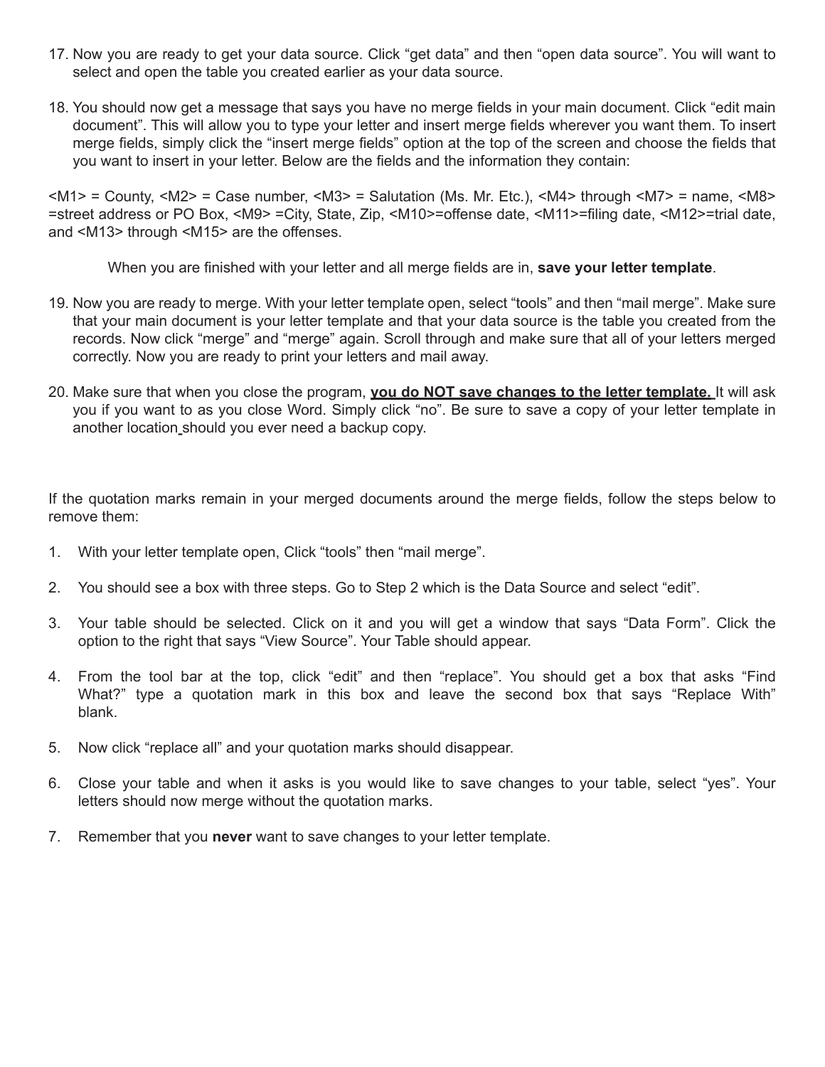17. Now you are ready to get your data source. Click “get data” and then “open data source”. You will want to select and open the table you created earlier as your data source.

18. You should now get a message that says you have no merge fields in your main document. Click “edit main document”. This will allow you to type your letter and insert merge fields wherever you want them. To insert merge fields, simply click the “insert merge fields” option at the top of the screen and choose the fields that you want to insert in your letter. Below are the fields and the information they contain:

<M1> = County, <M2> = Case number, <M3> = Salutation (Ms. Mr. Etc.), <M4> through <M7> = name, <M8> =street address or PO Box, <M9> =City, State, Zip, <M10>=offense date, <M11>=filing date, <M12>=trial date, and <M13> through <M15> are the offenses.

When you are finished with your letter and all merge fields are in, **save your letter template**.

19. Now you are ready to merge. With your letter template open, select “tools” and then “mail merge”. Make sure that your main document is your letter template and that your data source is the table you created from the records. Now click “merge” and “merge” again. Scroll through and make sure that all of your letters merged correctly. Now you are ready to print your letters and mail away.

20. Make sure that when you close the program, **you do NOT save changes to the letter template.** It will ask you if you want to as you close Word. Simply click “no”. Be sure to save a copy of your letter template in another location should you ever need a backup copy.

If the quotation marks remain in your merged documents around the merge fields, follow the steps below to remove them:

1. With your letter template open, Click “tools” then “mail merge”.

2. You should see a box with three steps. Go to Step 2 which is the Data Source and select “edit”.

3. Your table should be selected. Click on it and you will get a window that says “Data Form”. Click the option to the right that says “View Source”. Your Table should appear.

4. From the tool bar at the top, click “edit” and then “replace”. You should get a box that asks “Find What?” type a quotation mark in this box and leave the second box that says “Replace With” blank.

5. Now click “replace all” and your quotation marks should disappear.

6. Close your table and when it asks is you would like to save changes to your table, select “yes”. Your letters should now merge without the quotation marks.

7. Remember that you **never** want to save changes to your letter template.